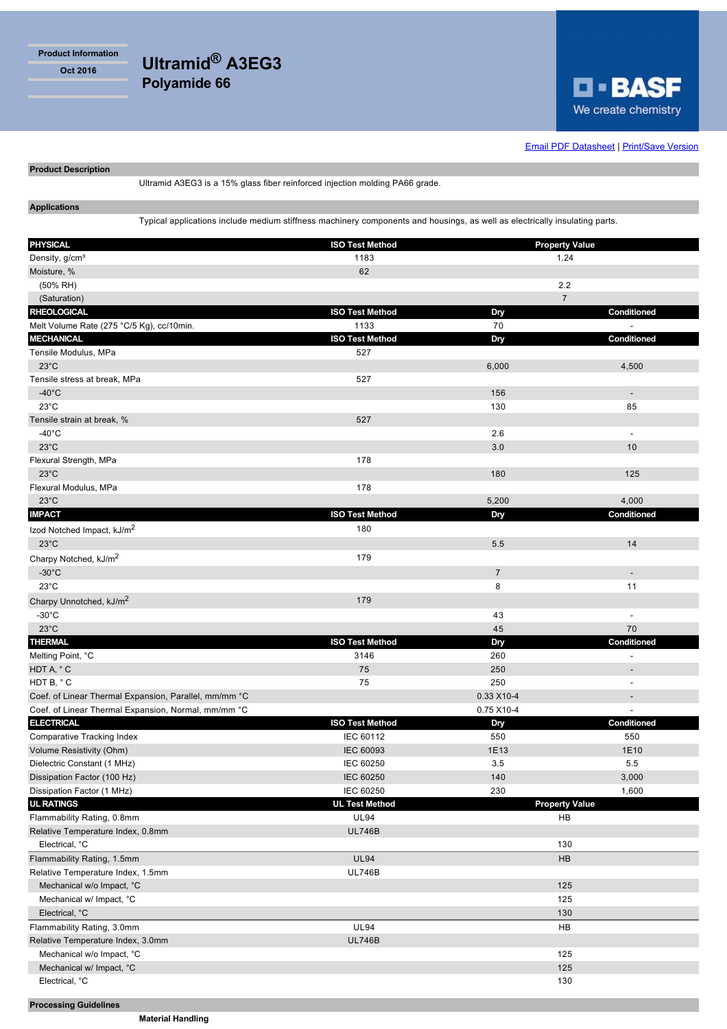Product Information

Oct 2016

# Ultramid® A3EG3
## Polyamide 66

BASF
We create chemistry

Email PDF Datasheet | Print/Save Version

**Product Description**

Ultramid A3EG3 is a 15% glass fiber reinforced injection molding PA66 grade.

**Applications**

Typical applications include medium stiffness machinery components and housings, as well as electrically insulating parts.

| PHYSICAL | ISO Test Method | Property Value | |
|---|---|---|---|
| Density, g/cm³ | 1183 | 1.24 | |
| Moisture, % | 62 | | |
| (50% RH) | | 2.2 | |
| (Saturation) | | 7 | |
| **RHEOLOGICAL** | **ISO Test Method** | **Dry** | **Conditioned** |
| Melt Volume Rate (275 °C/5 Kg), cc/10min. | 1133 | 70 | - |
| **MECHANICAL** | **ISO Test Method** | **Dry** | **Conditioned** |
| Tensile Modulus, MPa | 527 | | |
| 23°C | | 6,000 | 4,500 |
| Tensile stress at break, MPa | 527 | | |
| -40°C | | 156 | - |
| 23°C | | 130 | 85 |
| Tensile strain at break, % | 527 | | |
| -40°C | | 2.6 | - |
| 23°C | | 3.0 | 10 |
| Flexural Strength, MPa | 178 | | |
| 23°C | | 180 | 125 |
| Flexural Modulus, MPa | 178 | | |
| 23°C | | 5,200 | 4,000 |
| **IMPACT** | **ISO Test Method** | **Dry** | **Conditioned** |
| Izod Notched Impact, kJ/m² | 180 | | |
| 23°C | | 5.5 | 14 |
| Charpy Notched, kJ/m² | 179 | | |
| -30°C | | 7 | - |
| 23°C | | 8 | 11 |
| Charpy Unnotched, kJ/m² | 179 | | |
| -30°C | | 43 | - |
| 23°C | | 45 | 70 |
| **THERMAL** | **ISO Test Method** | **Dry** | **Conditioned** |
| Melting Point, °C | 3146 | 260 | - |
| HDT A, ° C | 75 | 250 | - |
| HDT B, ° C | 75 | 250 | - |
| Coef. of Linear Thermal Expansion, Parallel, mm/mm °C | | 0.33 X10-4 | - |
| Coef. of Linear Thermal Expansion, Normal, mm/mm °C | | 0.75 X10-4 | - |
| **ELECTRICAL** | **ISO Test Method** | **Dry** | **Conditioned** |
| Comparative Tracking Index | IEC 60112 | 550 | 550 |
| Volume Resistivity (Ohm) | IEC 60093 | 1E13 | 1E10 |
| Dielectric Constant (1 MHz) | IEC 60250 | 3.5 | 5.5 |
| Dissipation Factor (100 Hz) | IEC 60250 | 140 | 3,000 |
| Dissipation Factor (1 MHz) | IEC 60250 | 230 | 1,600 |
| **UL RATINGS** | **UL Test Method** | **Property Value** | |
| Flammability Rating, 0.8mm | UL94 | HB | |
| Relative Temperature Index, 0.8mm | UL746B | | |
| Electrical, °C | | 130 | |
| Flammability Rating, 1.5mm | UL94 | HB | |
| Relative Temperature Index, 1.5mm | UL746B | | |
| Mechanical w/o Impact, °C | | 125 | |
| Mechanical w/ Impact, °C | | 125 | |
| Electrical, °C | | 130 | |
| Flammability Rating, 3.0mm | UL94 | HB | |
| Relative Temperature Index, 3.0mm | UL746B | | |
| Mechanical w/o Impact, °C | | 125 | |
| Mechanical w/ Impact, °C | | 125 | |
| Electrical, °C | | 130 | |

**Processing Guidelines**

**Material Handling**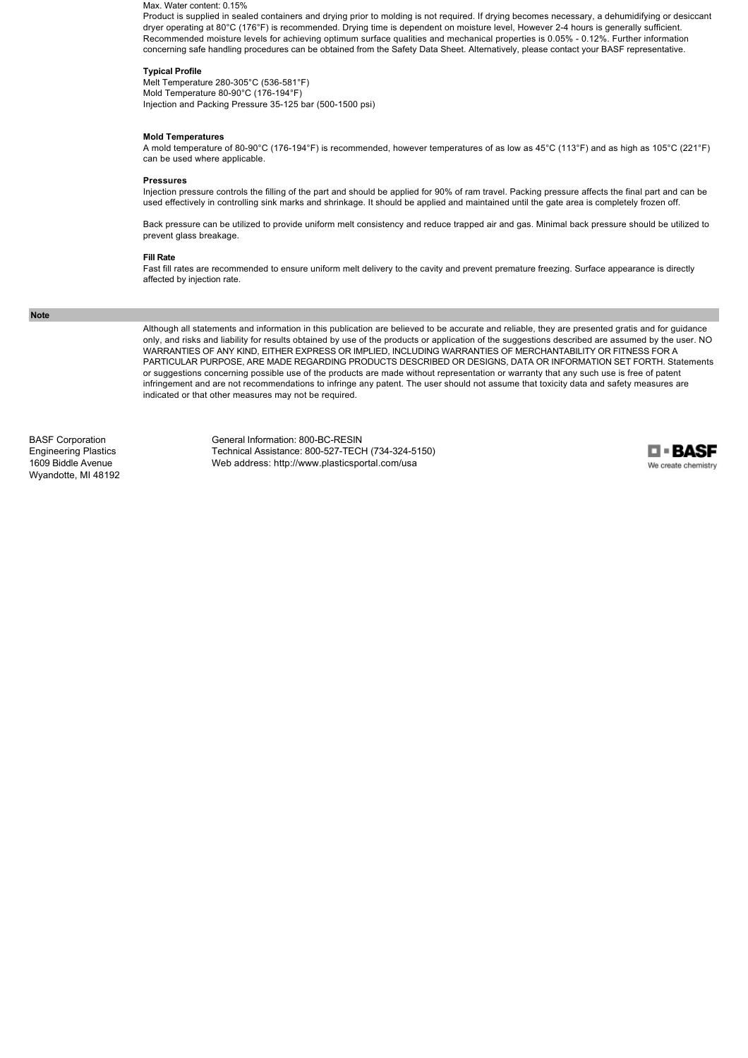Max. Water content: 0.15%

Product is supplied in sealed containers and drying prior to molding is not required. If drying becomes necessary, a dehumidifying or desiccant dryer operating at 80°C (176°F) is recommended. Drying time is dependent on moisture level, However 2-4 hours is generally sufficient. Recommended moisture levels for achieving optimum surface qualities and mechanical properties is 0.05% - 0.12%. Further information concerning safe handling procedures can be obtained from the Safety Data Sheet. Alternatively, please contact your BASF representative.

**Typical Profile**

Melt Temperature 280-305°C (536-581°F)
Mold Temperature 80-90°C (176-194°F)
Injection and Packing Pressure 35-125 bar (500-1500 psi)

**Mold Temperatures**

A mold temperature of 80-90°C (176-194°F) is recommended, however temperatures of as low as 45°C (113°F) and as high as 105°C (221°F) can be used where applicable.

**Pressures**

Injection pressure controls the filling of the part and should be applied for 90% of ram travel. Packing pressure affects the final part and can be used effectively in controlling sink marks and shrinkage. It should be applied and maintained until the gate area is completely frozen off.

Back pressure can be utilized to provide uniform melt consistency and reduce trapped air and gas. Minimal back pressure should be utilized to prevent glass breakage.

**Fill Rate**

Fast fill rates are recommended to ensure uniform melt delivery to the cavity and prevent premature freezing. Surface appearance is directly affected by injection rate.

## Note

Although all statements and information in this publication are believed to be accurate and reliable, they are presented gratis and for guidance only, and risks and liability for results obtained by use of the products or application of the suggestions described are assumed by the user. NO WARRANTIES OF ANY KIND, EITHER EXPRESS OR IMPLIED, INCLUDING WARRANTIES OF MERCHANTABILITY OR FITNESS FOR A PARTICULAR PURPOSE, ARE MADE REGARDING PRODUCTS DESCRIBED OR DESIGNS, DATA OR INFORMATION SET FORTH. Statements or suggestions concerning possible use of the products are made without representation or warranty that any such use is free of patent infringement and are not recommendations to infringe any patent. The user should not assume that toxicity data and safety measures are indicated or that other measures may not be required.

BASF Corporation
Engineering Plastics
1609 Biddle Avenue
Wyandotte, MI 48192

General Information: 800-BC-RESIN
Technical Assistance: 800-527-TECH (734-324-5150)
Web address: http://www.plasticsportal.com/usa

BASF
We create chemistry